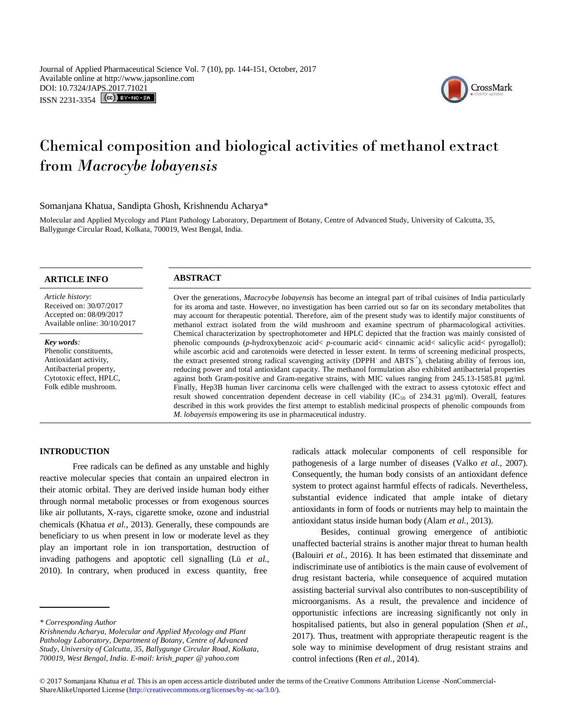# Chemical composition and biological activities of methanol extract from *Macrocybe lobayensis*

Somanjana Khatua, Sandipta Ghosh, Krishnendu Acharya*

Molecular and Applied Mycology and Plant Pathology Laboratory, Department of Botany, Centre of Advanced Study, University of Calcutta, 35, Ballygunge Circular Road, Kolkata, 700019, West Bengal, India.

## ARTICLE INFO

*Article history:*
Received on: 30/07/2017
Accepted on: 08/09/2017
Available online: 30/10/2017

*Key words:*
Phenolic constituents, Antioxidant activity, Antibacterial property, Cytotoxic effect, HPLC, Folk edible mushroom.

## ABSTRACT

Over the generations, *Macrocybe lobayensis* has become an integral part of tribal cuisines of India particularly for its aroma and taste. However, no investigation has been carried out so far on its secondary metabolites that may account for therapeutic potential. Therefore, aim of the present study was to identify major constituents of methanol extract isolated from the wild mushroom and examine spectrum of pharmacological activities. Chemical characterization by spectrophotometer and HPLC depicted that the fraction was mainly consisted of phenolic compounds (*p*-hydroxybenzoic acid< *p*-coumaric acid< cinnamic acid< salicylic acid< pyrogallol); while ascorbic acid and carotenoids were detected in lesser extent. In terms of screening medicinal prospects, the extract presented strong radical scavenging activity (DPPH$^{\cdot}$ and ABTS$^{\cdot+}$), chelating ability of ferrous ion, reducing power and total antioxidant capacity. The methanol formulation also exhibited antibacterial properties against both Gram-positive and Gram-negative strains, with MIC values ranging from 245.13-1585.81 µg/ml. Finally, Hep3B human liver carcinoma cells were challenged with the extract to assess cytotoxic effect and result showed concentration dependent decrease in cell viability ($IC_{50}$ of 234.31 µg/ml). Overall, features described in this work provides the first attempt to establish medicinal prospects of phenolic compounds from *M. lobayensis* empowering its use in pharmaceutical industry.

## INTRODUCTION

Free radicals can be defined as any unstable and highly reactive molecular species that contain an unpaired electron in their atomic orbital. They are derived inside human body either through normal metabolic processes or from exogenous sources like air pollutants, X-rays, cigarette smoke, ozone and industrial chemicals (Khatua *et al.*, 2013). Generally, these compounds are beneficiary to us when present in low or moderate level as they play an important role in ion transportation, destruction of invading pathogens and apoptotic cell signalling (Lü *et al.*, 2010). In contrary, when produced in excess quantity, free radicals attack molecular components of cell responsible for pathogenesis of a large number of diseases (Valko *et al.*, 2007). Consequently, the human body consists of an antioxidant defence system to protect against harmful effects of radicals. Nevertheless, substantial evidence indicated that ample intake of dietary antioxidants in form of foods or nutrients may help to maintain the antioxidant status inside human body (Alam *et al.*, 2013).

Besides, continual growing emergence of antibiotic unaffected bacterial strains is another major threat to human health (Balouiri *et al.*, 2016). It has been estimated that disseminate and indiscriminate use of antibiotics is the main cause of evolvement of drug resistant bacteria, while consequence of acquired mutation assisting bacterial survival also contributes to non-susceptibility of microorganisms. As a result, the prevalence and incidence of opportunistic infections are increasing significantly not only in hospitalised patients, but also in general population (Shen *et al.*, 2017). Thus, treatment with appropriate therapeutic reagent is the sole way to minimise development of drug resistant strains and control infections (Ren *et al.*, 2014).

\* *Corresponding Author*
*Krishnendu Acharya, Molecular and Applied Mycology and Plant Pathology Laboratory, Department of Botany, Centre of Advanced Study, University of Calcutta, 35, Ballygunge Circular Road, Kolkata, 700019, West Bengal, India. E-mail: krish_paper @ yahoo.com*

© 2017 Somanjana Khatua *et al.* This is an open access article distributed under the terms of the Creative Commons Attribution License -NonCommercial-ShareAlikeUnported License (http://creativecommons.org/licenses/by-nc-sa/3.0/).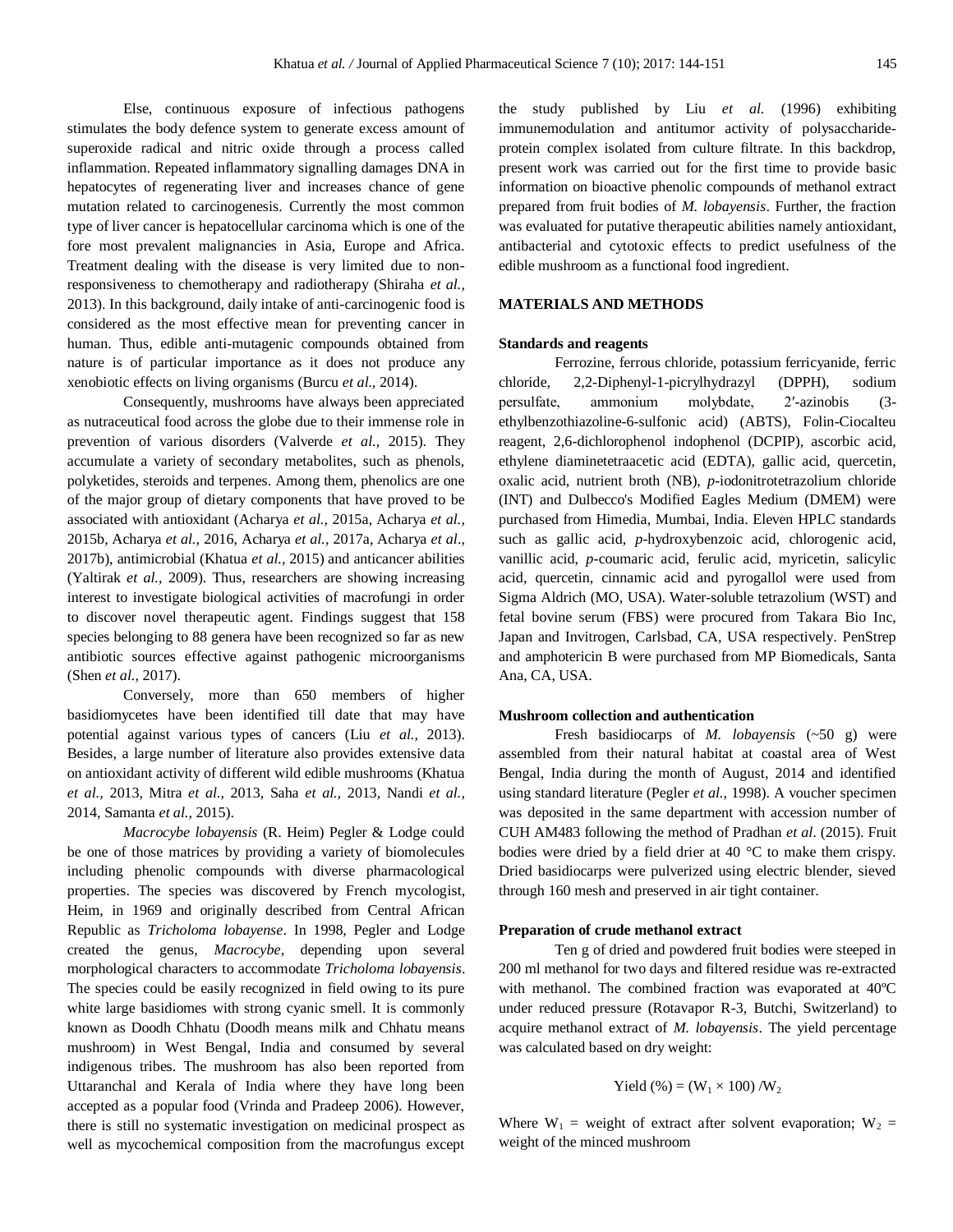Else, continuous exposure of infectious pathogens stimulates the body defence system to generate excess amount of superoxide radical and nitric oxide through a process called inflammation. Repeated inflammatory signalling damages DNA in hepatocytes of regenerating liver and increases chance of gene mutation related to carcinogenesis. Currently the most common type of liver cancer is hepatocellular carcinoma which is one of the fore most prevalent malignancies in Asia, Europe and Africa. Treatment dealing with the disease is very limited due to non-responsiveness to chemotherapy and radiotherapy (Shiraha *et al.,* 2013). In this background, daily intake of anti-carcinogenic food is considered as the most effective mean for preventing cancer in human. Thus, edible anti-mutagenic compounds obtained from nature is of particular importance as it does not produce any xenobiotic effects on living organisms (Burcu *et al.,* 2014).

Consequently, mushrooms have always been appreciated as nutraceutical food across the globe due to their immense role in prevention of various disorders (Valverde *et al.,* 2015). They accumulate a variety of secondary metabolites, such as phenols, polyketides, steroids and terpenes. Among them, phenolics are one of the major group of dietary components that have proved to be associated with antioxidant (Acharya *et al.,* 2015a, Acharya *et al.,* 2015b, Acharya *et al.,* 2016, Acharya *et al.,* 2017a, Acharya *et al*., 2017b), antimicrobial (Khatua *et al.,* 2015) and anticancer abilities (Yaltirak *et al.,* 2009). Thus, researchers are showing increasing interest to investigate biological activities of macrofungi in order to discover novel therapeutic agent. Findings suggest that 158 species belonging to 88 genera have been recognized so far as new antibiotic sources effective against pathogenic microorganisms (Shen *et al.,* 2017).

Conversely, more than 650 members of higher basidiomycetes have been identified till date that may have potential against various types of cancers (Liu *et al.,* 2013). Besides, a large number of literature also provides extensive data on antioxidant activity of different wild edible mushrooms (Khatua *et al.,* 2013, Mitra *et al.,* 2013, Saha *et al.,* 2013, Nandi *et al.,* 2014, Samanta *et al.,* 2015).

*Macrocybe lobayensis* (R. Heim) Pegler & Lodge could be one of those matrices by providing a variety of biomolecules including phenolic compounds with diverse pharmacological properties. The species was discovered by French mycologist, Heim, in 1969 and originally described from Central African Republic as *Tricholoma lobayense*. In 1998, Pegler and Lodge created the genus, *Macrocybe*, depending upon several morphological characters to accommodate *Tricholoma lobayensis*. The species could be easily recognized in field owing to its pure white large basidiomes with strong cyanic smell. It is commonly known as Doodh Chhatu (Doodh means milk and Chhatu means mushroom) in West Bengal, India and consumed by several indigenous tribes. The mushroom has also been reported from Uttaranchal and Kerala of India where they have long been accepted as a popular food (Vrinda and Pradeep 2006). However, there is still no systematic investigation on medicinal prospect as well as mycochemical composition from the macrofungus except the study published by Liu *et al.* (1996) exhibiting immunemodulation and antitumor activity of polysaccharide-protein complex isolated from culture filtrate. In this backdrop, present work was carried out for the first time to provide basic information on bioactive phenolic compounds of methanol extract prepared from fruit bodies of *M. lobayensis*. Further, the fraction was evaluated for putative therapeutic abilities namely antioxidant, antibacterial and cytotoxic effects to predict usefulness of the edible mushroom as a functional food ingredient.

## MATERIALS AND METHODS

### Standards and reagents

Ferrozine, ferrous chloride, potassium ferricyanide, ferric chloride, 2,2-Diphenyl-1-picrylhydrazyl (DPPH), sodium persulfate, ammonium molybdate, 2′-azinobis (3-ethylbenzothiazoline-6-sulfonic acid) (ABTS), Folin-Ciocalteu reagent, 2,6-dichlorophenol indophenol (DCPIP), ascorbic acid, ethylene diaminetetraacetic acid (EDTA), gallic acid, quercetin, oxalic acid, nutrient broth (NB), *p*-iodonitrotetrazolium chloride (INT) and Dulbecco's Modified Eagles Medium (DMEM) were purchased from Himedia, Mumbai, India. Eleven HPLC standards such as gallic acid, *p*-hydroxybenzoic acid, chlorogenic acid, vanillic acid, *p*-coumaric acid, ferulic acid, myricetin, salicylic acid, quercetin, cinnamic acid and pyrogallol were used from Sigma Aldrich (MO, USA). Water-soluble tetrazolium (WST) and fetal bovine serum (FBS) were procured from Takara Bio Inc, Japan and Invitrogen, Carlsbad, CA, USA respectively. PenStrep and amphotericin B were purchased from MP Biomedicals, Santa Ana, CA, USA.

### Mushroom collection and authentication

Fresh basidiocarps of *M. lobayensis* (~50 g) were assembled from their natural habitat at coastal area of West Bengal, India during the month of August, 2014 and identified using standard literature (Pegler *et al.,* 1998). A voucher specimen was deposited in the same department with accession number of CUH AM483 following the method of Pradhan *et al*. (2015). Fruit bodies were dried by a field drier at 40 °C to make them crispy. Dried basidiocarps were pulverized using electric blender, sieved through 160 mesh and preserved in air tight container.

### Preparation of crude methanol extract

Ten g of dried and powdered fruit bodies were steeped in 200 ml methanol for two days and filtered residue was re-extracted with methanol. The combined fraction was evaporated at 40ºC under reduced pressure (Rotavapor R-3, Butchi, Switzerland) to acquire methanol extract of *M. lobayensis*. The yield percentage was calculated based on dry weight:

$$\text{Yield (\%)} = (W_1 \times 100) / W_2$$

Where $W_1$ = weight of extract after solvent evaporation; $W_2$ = weight of the minced mushroom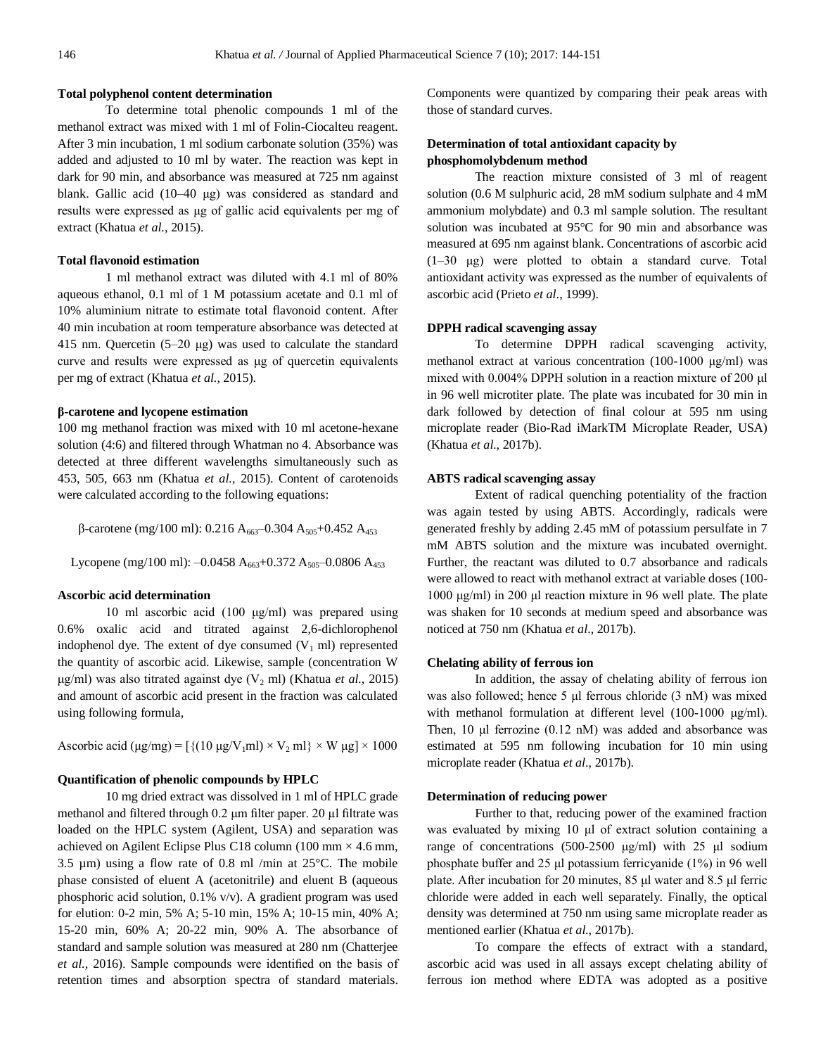### Total polyphenol content determination

To determine total phenolic compounds 1 ml of the methanol extract was mixed with 1 ml of Folin-Ciocalteu reagent. After 3 min incubation, 1 ml sodium carbonate solution (35%) was added and adjusted to 10 ml by water. The reaction was kept in dark for 90 min, and absorbance was measured at 725 nm against blank. Gallic acid (10–40 μg) was considered as standard and results were expressed as μg of gallic acid equivalents per mg of extract (Khatua *et al.,* 2015).

### Total flavonoid estimation

1 ml methanol extract was diluted with 4.1 ml of 80% aqueous ethanol, 0.1 ml of 1 M potassium acetate and 0.1 ml of 10% aluminium nitrate to estimate total flavonoid content. After 40 min incubation at room temperature absorbance was detected at 415 nm. Quercetin (5–20 μg) was used to calculate the standard curve and results were expressed as μg of quercetin equivalents per mg of extract (Khatua *et al.,* 2015).

### β-carotene and lycopene estimation

100 mg methanol fraction was mixed with 10 ml acetone-hexane solution (4:6) and filtered through Whatman no 4. Absorbance was detected at three different wavelengths simultaneously such as 453, 505, 663 nm (Khatua *et al.,* 2015). Content of carotenoids were calculated according to the following equations:

$$\beta\text{-carotene (mg/100 ml): } 0.216\, A_{663} – 0.304\, A_{505} + 0.452\, A_{453}$$

$$\text{Lycopene (mg/100 ml): } –0.0458\, A_{663} + 0.372\, A_{505} – 0.0806\, A_{453}$$

### Ascorbic acid determination

10 ml ascorbic acid (100 μg/ml) was prepared using 0.6% oxalic acid and titrated against 2,6-dichlorophenol indophenol dye. The extent of dye consumed ($V_1$ ml) represented the quantity of ascorbic acid. Likewise, sample (concentration W μg/ml) was also titrated against dye ($V_2$ ml) (Khatua *et al.,* 2015) and amount of ascorbic acid present in the fraction was calculated using following formula,

$$\text{Ascorbic acid (μg/mg)} = [\{(10\ \text{μg}/V_1\text{ml}) \times V_2\ \text{ml}\} \times W\ \text{μg}] \times 1000$$

### Quantification of phenolic compounds by HPLC

10 mg dried extract was dissolved in 1 ml of HPLC grade methanol and filtered through 0.2 μm filter paper. 20 μl filtrate was loaded on the HPLC system (Agilent, USA) and separation was achieved on Agilent Eclipse Plus C18 column (100 mm × 4.6 mm, 3.5 μm) using a flow rate of 0.8 ml /min at 25°C. The mobile phase consisted of eluent A (acetonitrile) and eluent B (aqueous phosphoric acid solution, 0.1% v/v). A gradient program was used for elution: 0-2 min, 5% A; 5-10 min, 15% A; 10-15 min, 40% A; 15-20 min, 60% A; 20-22 min, 90% A. The absorbance of standard and sample solution was measured at 280 nm (Chatterjee *et al.,* 2016). Sample compounds were identified on the basis of retention times and absorption spectra of standard materials. Components were quantized by comparing their peak areas with those of standard curves.

### Determination of total antioxidant capacity by phosphomolybdenum method

The reaction mixture consisted of 3 ml of reagent solution (0.6 M sulphuric acid, 28 mM sodium sulphate and 4 mM ammonium molybdate) and 0.3 ml sample solution. The resultant solution was incubated at 95°C for 90 min and absorbance was measured at 695 nm against blank. Concentrations of ascorbic acid (1–30 μg) were plotted to obtain a standard curve. Total antioxidant activity was expressed as the number of equivalents of ascorbic acid (Prieto *et al*., 1999).

### DPPH radical scavenging assay

To determine DPPH radical scavenging activity, methanol extract at various concentration (100-1000 μg/ml) was mixed with 0.004% DPPH solution in a reaction mixture of 200 μl in 96 well microtiter plate. The plate was incubated for 30 min in dark followed by detection of final colour at 595 nm using microplate reader (Bio-Rad iMarkTM Microplate Reader, USA) (Khatua *et al*., 2017b).

### ABTS radical scavenging assay

Extent of radical quenching potentiality of the fraction was again tested by using ABTS. Accordingly, radicals were generated freshly by adding 2.45 mM of potassium persulfate in 7 mM ABTS solution and the mixture was incubated overnight. Further, the reactant was diluted to 0.7 absorbance and radicals were allowed to react with methanol extract at variable doses (100-1000 μg/ml) in 200 μl reaction mixture in 96 well plate. The plate was shaken for 10 seconds at medium speed and absorbance was noticed at 750 nm (Khatua *et al*., 2017b).

### Chelating ability of ferrous ion

In addition, the assay of chelating ability of ferrous ion was also followed; hence 5 μl ferrous chloride (3 nM) was mixed with methanol formulation at different level (100-1000 μg/ml). Then, 10 μl ferrozine (0.12 nM) was added and absorbance was estimated at 595 nm following incubation for 10 min using microplate reader (Khatua *et al*., 2017b).

### Determination of reducing power

Further to that, reducing power of the examined fraction was evaluated by mixing 10 μl of extract solution containing a range of concentrations (500-2500 μg/ml) with 25 μl sodium phosphate buffer and 25 μl potassium ferricyanide (1%) in 96 well plate. After incubation for 20 minutes, 85 μl water and 8.5 μl ferric chloride were added in each well separately. Finally, the optical density was determined at 750 nm using same microplate reader as mentioned earlier (Khatua *et al*., 2017b).

To compare the effects of extract with a standard, ascorbic acid was used in all assays except chelating ability of ferrous ion method where EDTA was adopted as a positive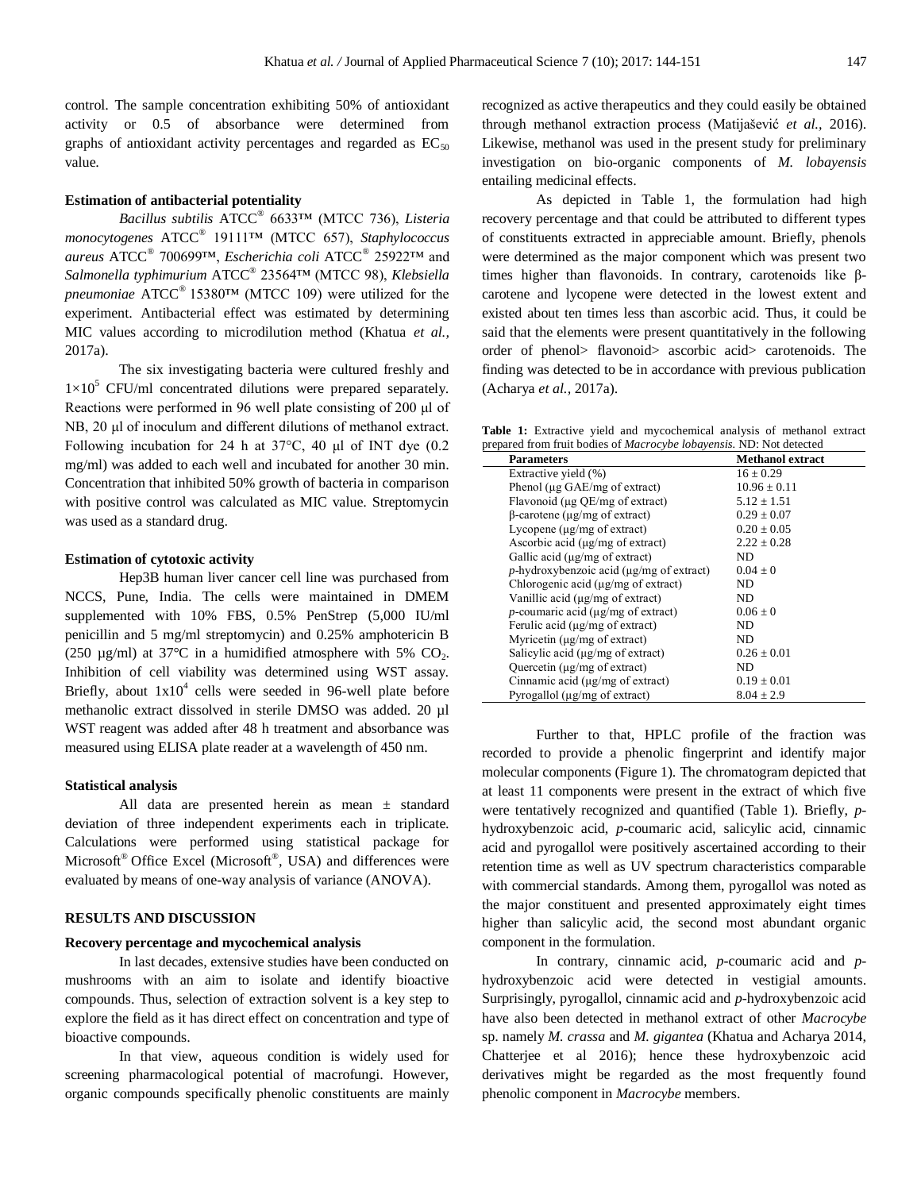control. The sample concentration exhibiting 50% of antioxidant activity or 0.5 of absorbance were determined from graphs of antioxidant activity percentages and regarded as $EC_{50}$ value.

### Estimation of antibacterial potentiality

*Bacillus subtilis* ATCC® 6633™ (MTCC 736), *Listeria monocytogenes* ATCC® 19111™ (MTCC 657), *Staphylococcus aureus* ATCC® 700699™, *Escherichia coli* ATCC® 25922™ and *Salmonella typhimurium* ATCC® 23564™ (MTCC 98), *Klebsiella pneumoniae* ATCC® 15380™ (MTCC 109) were utilized for the experiment. Antibacterial effect was estimated by determining MIC values according to microdilution method (Khatua *et al.,* 2017a).

The six investigating bacteria were cultured freshly and $1\times10^5$ CFU/ml concentrated dilutions were prepared separately. Reactions were performed in 96 well plate consisting of 200 µl of NB, 20 µl of inoculum and different dilutions of methanol extract. Following incubation for 24 h at 37°C, 40 µl of INT dye (0.2 mg/ml) was added to each well and incubated for another 30 min. Concentration that inhibited 50% growth of bacteria in comparison with positive control was calculated as MIC value. Streptomycin was used as a standard drug.

### Estimation of cytotoxic activity

Hep3B human liver cancer cell line was purchased from NCCS, Pune, India. The cells were maintained in DMEM supplemented with 10% FBS, 0.5% PenStrep (5,000 IU/ml penicillin and 5 mg/ml streptomycin) and 0.25% amphotericin B (250 µg/ml) at 37°C in a humidified atmosphere with 5% $CO_2$. Inhibition of cell viability was determined using WST assay. Briefly, about $1\text{x}10^4$ cells were seeded in 96-well plate before methanolic extract dissolved in sterile DMSO was added. 20 µl WST reagent was added after 48 h treatment and absorbance was measured using ELISA plate reader at a wavelength of 450 nm.

### Statistical analysis

All data are presented herein as mean ± standard deviation of three independent experiments each in triplicate. Calculations were performed using statistical package for Microsoft® Office Excel (Microsoft®, USA) and differences were evaluated by means of one-way analysis of variance (ANOVA).

## RESULTS AND DISCUSSION

### Recovery percentage and mycochemical analysis

In last decades, extensive studies have been conducted on mushrooms with an aim to isolate and identify bioactive compounds. Thus, selection of extraction solvent is a key step to explore the field as it has direct effect on concentration and type of bioactive compounds.

In that view, aqueous condition is widely used for screening pharmacological potential of macrofungi. However, organic compounds specifically phenolic constituents are mainly recognized as active therapeutics and they could easily be obtained through methanol extraction process (Matijašević *et al.,* 2016). Likewise, methanol was used in the present study for preliminary investigation on bio-organic components of *M. lobayensis* entailing medicinal effects.

As depicted in Table 1, the formulation had high recovery percentage and that could be attributed to different types of constituents extracted in appreciable amount. Briefly, phenols were determined as the major component which was present two times higher than flavonoids. In contrary, carotenoids like β-carotene and lycopene were detected in the lowest extent and existed about ten times less than ascorbic acid. Thus, it could be said that the elements were present quantitatively in the following order of phenol> flavonoid> ascorbic acid> carotenoids. The finding was detected to be in accordance with previous publication (Acharya *et al.,* 2017a).

**Table 1:** Extractive yield and mycochemical analysis of methanol extract prepared from fruit bodies of *Macrocybe lobayensis*. ND: Not detected

| Parameters | Methanol extract |
|---|---|
| Extractive yield (%) | 16 ± 0.29 |
| Phenol (µg GAE/mg of extract) | 10.96 ± 0.11 |
| Flavonoid (µg QE/mg of extract) | 5.12 ± 1.51 |
| β-carotene (µg/mg of extract) | 0.29 ± 0.07 |
| Lycopene (µg/mg of extract) | 0.20 ± 0.05 |
| Ascorbic acid (µg/mg of extract) | 2.22 ± 0.28 |
| Gallic acid (µg/mg of extract) | ND |
| *p*-hydroxybenzoic acid (µg/mg of extract) | 0.04 ± 0 |
| Chlorogenic acid (µg/mg of extract) | ND |
| Vanillic acid (µg/mg of extract) | ND |
| *p*-coumaric acid (µg/mg of extract) | 0.06 ± 0 |
| Ferulic acid (µg/mg of extract) | ND |
| Myricetin (µg/mg of extract) | ND |
| Salicylic acid (µg/mg of extract) | 0.26 ± 0.01 |
| Quercetin (µg/mg of extract) | ND |
| Cinnamic acid (µg/mg of extract) | 0.19 ± 0.01 |
| Pyrogallol (µg/mg of extract) | 8.04 ± 2.9 |

Further to that, HPLC profile of the fraction was recorded to provide a phenolic fingerprint and identify major molecular components (Figure 1). The chromatogram depicted that at least 11 components were present in the extract of which five were tentatively recognized and quantified (Table 1). Briefly, *p*-hydroxybenzoic acid, *p*-coumaric acid, salicylic acid, cinnamic acid and pyrogallol were positively ascertained according to their retention time as well as UV spectrum characteristics comparable with commercial standards. Among them, pyrogallol was noted as the major constituent and presented approximately eight times higher than salicylic acid, the second most abundant organic component in the formulation.

In contrary, cinnamic acid, *p*-coumaric acid and *p*-hydroxybenzoic acid were detected in vestigial amounts. Surprisingly, pyrogallol, cinnamic acid and *p*-hydroxybenzoic acid have also been detected in methanol extract of other *Macrocybe* sp. namely *M. crassa* and *M. gigantea* (Khatua and Acharya 2014, Chatterjee et al 2016); hence these hydroxybenzoic acid derivatives might be regarded as the most frequently found phenolic component in *Macrocybe* members.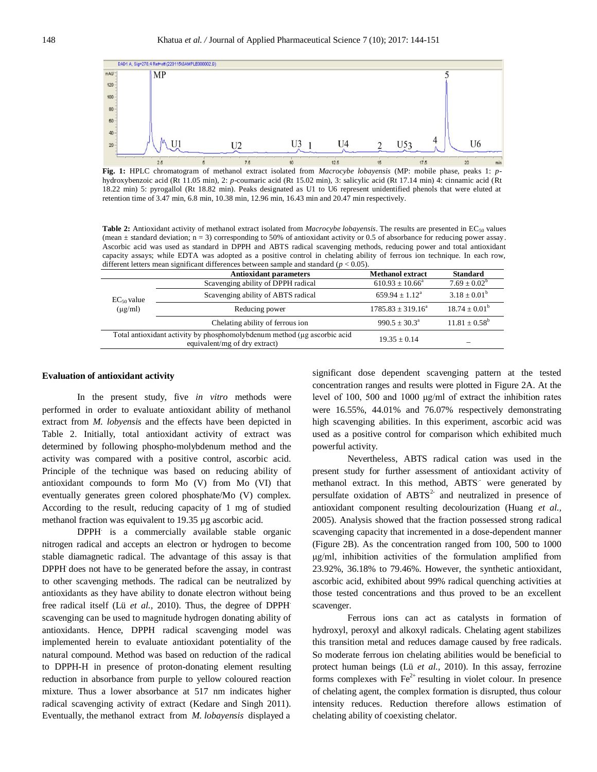**Fig. 1:** HPLC chromatogram of methanol extract isolated from *Macrocybe lobayensis* (MP: mobile phase, peaks 1: *p*-hydroxybenzoic acid (Rt 11.05 min), 2: *p*-coumaric acid (Rt 15.02 min), 3: salicylic acid (Rt 17.14 min) 4: cinnamic acid (Rt 18.22 min) 5: pyrogallol (Rt 18.82 min). Peaks designated as U1 to U6 represent unidentified phenols that were eluted at retention time of 3.47 min, 6.8 min, 10.38 min, 12.96 min, 16.43 min and 20.47 min respectively.

**Table 2:** Antioxidant activity of methanol extract isolated from *Macrocybe lobayensis*. The results are presented in $EC_{50}$ values (mean ± standard deviation; n = 3) corresponding to 50% of antioxidant activity or 0.5 of absorbance for reducing power assay. Ascorbic acid was used as standard in DPPH and ABTS radical scavenging methods, reducing power and total antioxidant capacity assays; while EDTA was adopted as a positive control in chelating ability of ferrous ion technique. In each row, different letters mean significant differences between sample and standard ($p < 0.05$).

| | Antioxidant parameters | Methanol extract | Standard |
|---|---|---|---|
| $EC_{50}$ value (μg/ml) | Scavenging ability of DPPH radical | $610.93 \pm 10.66^a$ | $7.69 \pm 0.02^b$ |
| | Scavenging ability of ABTS radical | $659.94 \pm 1.12^a$ | $3.18 \pm 0.01^b$ |
| | Reducing power | $1785.83 \pm 319.16^a$ | $18.74 \pm 0.01^b$ |
| | Chelating ability of ferrous ion | $990.5 \pm 30.3^a$ | $11.81 \pm 0.58^b$ |
| Total antioxidant activity by phosphomolybdenum method (μg ascorbic acid equivalent/mg of dry extract) | | $19.35 \pm 0.14$ | – |

### Evaluation of antioxidant activity

In the present study, five *in vitro* methods were performed in order to evaluate antioxidant ability of methanol extract from *M. lobyensis* and the effects have been depicted in Table 2. Initially, total antioxidant activity of extract was determined by following phospho-molybdenum method and the activity was compared with a positive control, ascorbic acid. Principle of the technique was based on reducing ability of antioxidant compounds to form Mo (V) from Mo (VI) that eventually generates green colored phosphate/Mo (V) complex. According to the result, reducing capacity of 1 mg of studied methanol fraction was equivalent to 19.35 µg ascorbic acid.

DPPH· is a commercially available stable organic nitrogen radical and accepts an electron or hydrogen to become stable diamagnetic radical. The advantage of this assay is that DPPH· does not have to be generated before the assay, in contrast to other scavenging methods. The radical can be neutralized by antioxidants as they have ability to donate electron without being free radical itself (Lü *et al.,* 2010). Thus, the degree of DPPH· scavenging can be used to magnitude hydrogen donating ability of antioxidants. Hence, DPPH radical scavenging model was implemented herein to evaluate antioxidant potentiality of the natural compound. Method was based on reduction of the radical to DPPH-H in presence of proton-donating element resulting reduction in absorbance from purple to yellow coloured reaction mixture. Thus a lower absorbance at 517 nm indicates higher radical scavenging activity of extract (Kedare and Singh 2011). Eventually, the methanol extract from *M. lobayensis* displayed a significant dose dependent scavenging pattern at the tested concentration ranges and results were plotted in Figure 2A. At the level of 100, 500 and 1000 μg/ml of extract the inhibition rates were 16.55%, 44.01% and 76.07% respectively demonstrating high scavenging abilities. In this experiment, ascorbic acid was used as a positive control for comparison which exhibited much powerful activity.

Nevertheless, ABTS radical cation was used in the present study for further assessment of antioxidant activity of methanol extract. In this method, $ABTS^{\cdot-}$ were generated by persulfate oxidation of $ABTS^{2-}$ and neutralized in presence of antioxidant component resulting decolourization (Huang *et al.,* 2005). Analysis showed that the fraction possessed strong radical scavenging capacity that incremented in a dose-dependent manner (Figure 2B). As the concentration ranged from 100, 500 to 1000 μg/ml, inhibition activities of the formulation amplified from 23.92%, 36.18% to 79.46%. However, the synthetic antioxidant, ascorbic acid, exhibited about 99% radical quenching activities at those tested concentrations and thus proved to be an excellent scavenger.

Ferrous ions can act as catalysts in formation of hydroxyl, peroxyl and alkoxyl radicals. Chelating agent stabilizes this transition metal and reduces damage caused by free radicals. So moderate ferrous ion chelating abilities would be beneficial to protect human beings (Lü *et al.,* 2010). In this assay, ferrozine forms complexes with $Fe^{2+}$ resulting in violet colour. In presence of chelating agent, the complex formation is disrupted, thus colour intensity reduces. Reduction therefore allows estimation of chelating ability of coexisting chelator.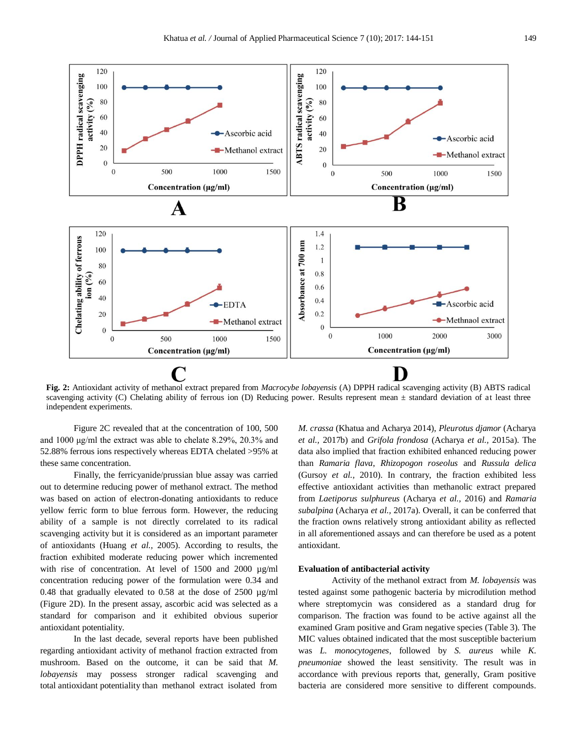**Fig. 2:** Antioxidant activity of methanol extract prepared from *Macrocybe lobayensis* (A) DPPH radical scavenging activity (B) ABTS radical scavenging activity (C) Chelating ability of ferrous ion (D) Reducing power. Results represent mean ± standard deviation of at least three independent experiments.

Figure 2C revealed that at the concentration of 100, 500 and 1000 µg/ml the extract was able to chelate 8.29%, 20.3% and 52.88% ferrous ions respectively whereas EDTA chelated >95% at these same concentration.

Finally, the ferricyanide/prussian blue assay was carried out to determine reducing power of methanol extract. The method was based on action of electron-donating antioxidants to reduce yellow ferric form to blue ferrous form. However, the reducing ability of a sample is not directly correlated to its radical scavenging activity but it is considered as an important parameter of antioxidants (Huang *et al.,* 2005). According to results, the fraction exhibited moderate reducing power which incremented with rise of concentration. At level of 1500 and 2000 µg/ml concentration reducing power of the formulation were 0.34 and 0.48 that gradually elevated to 0.58 at the dose of 2500 µg/ml (Figure 2D). In the present assay, ascorbic acid was selected as a standard for comparison and it exhibited obvious superior antioxidant potentiality.

In the last decade, several reports have been published regarding antioxidant activity of methanol fraction extracted from mushroom. Based on the outcome, it can be said that *M. lobayensis* may possess stronger radical scavenging and total antioxidant potentiality than methanol extract isolated from *M. crassa* (Khatua and Acharya 2014), *Pleurotus djamor* (Acharya *et al.,* 2017b) and *Grifola frondosa* (Acharya *et al.,* 2015a). The data also implied that fraction exhibited enhanced reducing power than *Ramaria flava*, *Rhizopogon roseolus* and *Russula delica* (Gursoy *et al.,* 2010). In contrary, the fraction exhibited less effective antioxidant activities than methanolic extract prepared from *Laetiporus sulphureus* (Acharya *et al.,* 2016) and *Ramaria subalpina* (Acharya *et al.,* 2017a). Overall, it can be conferred that the fraction owns relatively strong antioxidant ability as reflected in all aforementioned assays and can therefore be used as a potent antioxidant.

### Evaluation of antibacterial activity

Activity of the methanol extract from *M. lobayensis* was tested against some pathogenic bacteria by microdilution method where streptomycin was considered as a standard drug for comparison. The fraction was found to be active against all the examined Gram positive and Gram negative species (Table 3). The MIC values obtained indicated that the most susceptible bacterium was *L. monocytogenes*, followed by *S. aureus* while *K. pneumoniae* showed the least sensitivity. The result was in accordance with previous reports that, generally, Gram positive bacteria are considered more sensitive to different compounds.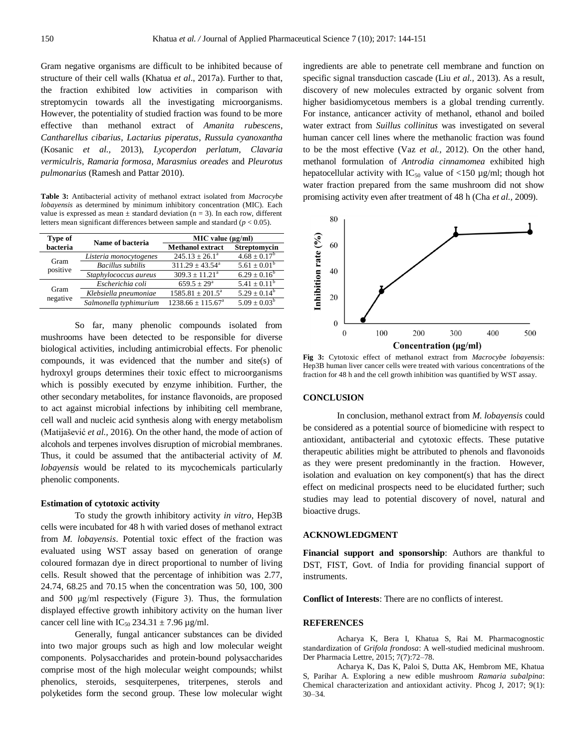Gram negative organisms are difficult to be inhibited because of structure of their cell walls (Khatua *et al*., 2017a). Further to that, the fraction exhibited low activities in comparison with streptomycin towards all the investigating microorganisms. However, the potentiality of studied fraction was found to be more effective than methanol extract of *Amanita rubescens*, *Cantharellus cibarius*, *Lactarius piperatus*, *Russula cyanoxantha* (Kosanic *et al.,* 2013), *Lycoperdon perlatum*, *Clavaria vermiculris*, *Ramaria formosa*, *Marasmius oreades* and *Pleurotus pulmonarius* (Ramesh and Pattar 2010).

**Table 3:** Antibacterial activity of methanol extract isolated from *Macrocybe lobayensis* as determined by minimum inhibitory concentration (MIC). Each value is expressed as mean ± standard deviation (n = 3). In each row, different letters mean significant differences between sample and standard ($p < 0.05$).

| Type of bacteria | Name of bacteria | MIC value (µg/ml) | |
|---|---|---|---|
| | | Methanol extract | Streptomycin |
| Gram positive | *Listeria monocytogenes* | $245.13 \pm 26.1^{a}$ | $4.68 \pm 0.17^{b}$ |
| | *Bacillus subtilis* | $311.29 \pm 43.54^{a}$ | $5.61 \pm 0.01^{b}$ |
| | *Staphylococcus aureus* | $309.3 \pm 11.21^{a}$ | $6.29 \pm 0.16^{b}$ |
| Gram negative | *Escherichia coli* | $659.5 \pm 29^{a}$ | $5.41 \pm 0.11^{b}$ |
| | *Klebsiella pneumoniae* | $1585.81 \pm 201.5^{a}$ | $5.29 \pm 0.14^{b}$ |
| | *Salmonella typhimurium* | $1238.66 \pm 115.67^{a}$ | $5.09 \pm 0.03^{b}$ |

So far, many phenolic compounds isolated from mushrooms have been detected to be responsible for diverse biological activities, including antimicrobial effects. For phenolic compounds, it was evidenced that the number and site(s) of hydroxyl groups determines their toxic effect to microorganisms which is possibly executed by enzyme inhibition. Further, the other secondary metabolites, for instance flavonoids, are proposed to act against microbial infections by inhibiting cell membrane, cell wall and nucleic acid synthesis along with energy metabolism (Matijašević *et al.,* 2016). On the other hand, the mode of action of alcohols and terpenes involves disruption of microbial membranes. Thus, it could be assumed that the antibacterial activity of *M. lobayensis* would be related to its mycochemicals particularly phenolic components.

#### Estimation of cytotoxic activity

To study the growth inhibitory activity *in vitro*, Hep3B cells were incubated for 48 h with varied doses of methanol extract from *M. lobayensis*. Potential toxic effect of the fraction was evaluated using WST assay based on generation of orange coloured formazan dye in direct proportional to number of living cells. Result showed that the percentage of inhibition was 2.77, 24.74, 68.25 and 70.15 when the concentration was 50, 100, 300 and 500 µg/ml respectively (Figure 3). Thus, the formulation displayed effective growth inhibitory activity on the human liver cancer cell line with $IC_{50}$ 234.31 ± 7.96 µg/ml.

Generally, fungal anticancer substances can be divided into two major groups such as high and low molecular weight components. Polysaccharides and protein-bound polysaccharides comprise most of the high molecular weight compounds; whilst phenolics, steroids, sesquiterpenes, triterpenes, sterols and polyketides form the second group. These low molecular wight ingredients are able to penetrate cell membrane and function on specific signal transduction cascade (Liu *et al.,* 2013). As a result, discovery of new molecules extracted by organic solvent from higher basidiomycetous members is a global trending currently. For instance, anticancer activity of methanol, ethanol and boiled water extract from *Suillus collinitus* was investigated on several human cancer cell lines where the methanolic fraction was found to be the most effective (Vaz *et al.,* 2012). On the other hand, methanol formulation of *Antrodia cinnamomea* exhibited high hepatocellular activity with $IC_{50}$ value of <150 µg/ml; though hot water fraction prepared from the same mushroom did not show promising activity even after treatment of 48 h (Cha *et al.,* 2009).

**Fig 3:** Cytotoxic effect of methanol extract from *Macrocybe lobayensis*: Hep3B human liver cancer cells were treated with various concentrations of the fraction for 48 h and the cell growth inhibition was quantified by WST assay.

## CONCLUSION

In conclusion, methanol extract from *M. lobayensis* could be considered as a potential source of biomedicine with respect to antioxidant, antibacterial and cytotoxic effects. These putative therapeutic abilities might be attributed to phenols and flavonoids as they were present predominantly in the fraction. However, isolation and evaluation on key component(s) that has the direct effect on medicinal prospects need to be elucidated further; such studies may lead to potential discovery of novel, natural and bioactive drugs.

## ACKNOWLEDGMENT

**Financial support and sponsorship**: Authors are thankful to DST, FIST, Govt. of India for providing financial support of instruments.

**Conflict of Interests**: There are no conflicts of interest.

## REFERENCES

Acharya K, Bera I, Khatua S, Rai M. Pharmacognostic standardization of *Grifola frondosa*: A well-studied medicinal mushroom. Der Pharmacia Lettre, 2015; 7(7):72–78.

Acharya K, Das K, Paloi S, Dutta AK, Hembrom ME, Khatua S, Parihar A. Exploring a new edible mushroom *Ramaria subalpina*: Chemical characterization and antioxidant activity. Phcog J, 2017; 9(1): 30–34.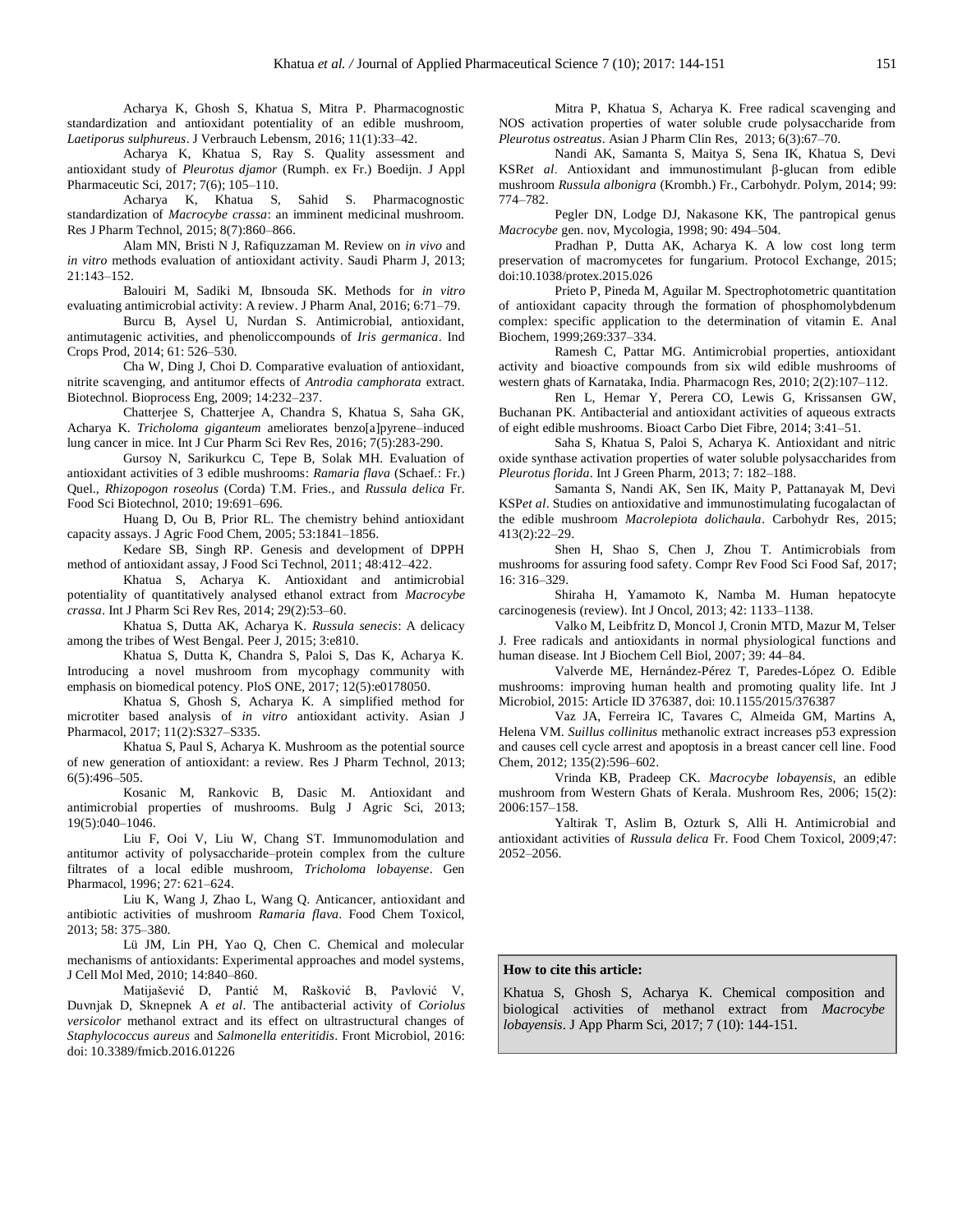Acharya K, Ghosh S, Khatua S, Mitra P. Pharmacognostic standardization and antioxidant potentiality of an edible mushroom, *Laetiporus sulphureus*. J Verbrauch Lebensm, 2016; 11(1):33–42.

Acharya K, Khatua S, Ray S. Quality assessment and antioxidant study of *Pleurotus djamor* (Rumph. ex Fr.) Boedijn. J Appl Pharmaceutic Sci, 2017; 7(6); 105–110.

Acharya K, Khatua S, Sahid S. Pharmacognostic standardization of *Macrocybe crassa*: an imminent medicinal mushroom. Res J Pharm Technol, 2015; 8(7):860–866.

Alam MN, Bristi N J, Rafiquzzaman M. Review on *in vivo* and *in vitro* methods evaluation of antioxidant activity. Saudi Pharm J, 2013; 21:143–152.

Balouiri M, Sadiki M, Ibnsouda SK. Methods for *in vitro* evaluating antimicrobial activity: A review. J Pharm Anal, 2016; 6:71–79.

Burcu B, Aysel U, Nurdan S. Antimicrobial, antioxidant, antimutagenic activities, and phenoliccompounds of *Iris germanica*. Ind Crops Prod, 2014; 61: 526–530.

Cha W, Ding J, Choi D. Comparative evaluation of antioxidant, nitrite scavenging, and antitumor effects of *Antrodia camphorata* extract. Biotechnol. Bioprocess Eng, 2009; 14:232–237.

Chatterjee S, Chatterjee A, Chandra S, Khatua S, Saha GK, Acharya K. *Tricholoma giganteum* ameliorates benzo[a]pyrene–induced lung cancer in mice. Int J Cur Pharm Sci Rev Res, 2016; 7(5):283-290.

Gursoy N, Sarikurkcu C, Tepe B, Solak MH. Evaluation of antioxidant activities of 3 edible mushrooms: *Ramaria flava* (Schaef.: Fr.) Quel., *Rhizopogon roseolus* (Corda) T.M. Fries., and *Russula delica* Fr. Food Sci Biotechnol, 2010; 19:691–696.

Huang D, Ou B, Prior RL. The chemistry behind antioxidant capacity assays. J Agric Food Chem, 2005; 53:1841–1856.

Kedare SB, Singh RP. Genesis and development of DPPH method of antioxidant assay, J Food Sci Technol, 2011; 48:412–422.

Khatua S, Acharya K. Antioxidant and antimicrobial potentiality of quantitatively analysed ethanol extract from *Macrocybe crassa*. Int J Pharm Sci Rev Res, 2014; 29(2):53–60.

Khatua S, Dutta AK, Acharya K. *Russula senecis*: A delicacy among the tribes of West Bengal. Peer J, 2015; 3:e810.

Khatua S, Dutta K, Chandra S, Paloi S, Das K, Acharya K. Introducing a novel mushroom from mycophagy community with emphasis on biomedical potency. PloS ONE, 2017; 12(5):e0178050.

Khatua S, Ghosh S, Acharya K. A simplified method for microtiter based analysis of *in vitro* antioxidant activity. Asian J Pharmacol, 2017; 11(2):S327–S335.

Khatua S, Paul S, Acharya K. Mushroom as the potential source of new generation of antioxidant: a review. Res J Pharm Technol, 2013; 6(5):496–505.

Kosanic M, Rankovic B, Dasic M. Antioxidant and antimicrobial properties of mushrooms. Bulg J Agric Sci, 2013; 19(5):040–1046.

Liu F, Ooi V, Liu W, Chang ST. Immunomodulation and antitumor activity of polysaccharide–protein complex from the culture filtrates of a local edible mushroom, *Tricholoma lobayense*. Gen Pharmacol, 1996; 27: 621–624.

Liu K, Wang J, Zhao L, Wang Q. Anticancer, antioxidant and antibiotic activities of mushroom *Ramaria flava*. Food Chem Toxicol, 2013; 58: 375–380.

Lü JM, Lin PH, Yao Q, Chen C. Chemical and molecular mechanisms of antioxidants: Experimental approaches and model systems, J Cell Mol Med, 2010; 14:840–860.

Matijašević D, Pantić M, Rašković B, Pavlović V, Duvnjak D, Sknepnek A *et al*. The antibacterial activity of *Coriolus versicolor* methanol extract and its effect on ultrastructural changes of *Staphylococcus aureus* and *Salmonella enteritidis*. Front Microbiol, 2016: doi: 10.3389/fmicb.2016.01226

Mitra P, Khatua S, Acharya K. Free radical scavenging and NOS activation properties of water soluble crude polysaccharide from *Pleurotus ostreatus*. Asian J Pharm Clin Res, 2013; 6(3):67–70.

Nandi AK, Samanta S, Maitya S, Sena IK, Khatua S, Devi KSR*et al*. Antioxidant and immunostimulant β-glucan from edible mushroom *Russula albonigra* (Krombh.) Fr., Carbohydr. Polym, 2014; 99: 774–782.

Pegler DN, Lodge DJ, Nakasone KK, The pantropical genus *Macrocybe* gen. nov, Mycologia, 1998; 90: 494–504.

Pradhan P, Dutta AK, Acharya K. A low cost long term preservation of macromycetes for fungarium. Protocol Exchange, 2015; doi:10.1038/protex.2015.026

Prieto P, Pineda M, Aguilar M. Spectrophotometric quantitation of antioxidant capacity through the formation of phosphomolybdenum complex: specific application to the determination of vitamin E. Anal Biochem, 1999;269:337–334.

Ramesh C, Pattar MG. Antimicrobial properties, antioxidant activity and bioactive compounds from six wild edible mushrooms of western ghats of Karnataka, India. Pharmacogn Res, 2010; 2(2):107–112.

Ren L, Hemar Y, Perera CO, Lewis G, Krissansen GW, Buchanan PK. Antibacterial and antioxidant activities of aqueous extracts of eight edible mushrooms. Bioact Carbo Diet Fibre, 2014; 3:41–51.

Saha S, Khatua S, Paloi S, Acharya K. Antioxidant and nitric oxide synthase activation properties of water soluble polysaccharides from *Pleurotus florida*. Int J Green Pharm, 2013; 7: 182–188.

Samanta S, Nandi AK, Sen IK, Maity P, Pattanayak M, Devi KSP*et al*. Studies on antioxidative and immunostimulating fucogalactan of the edible mushroom *Macrolepiota dolichaula*. Carbohydr Res, 2015; 413(2):22–29.

Shen H, Shao S, Chen J, Zhou T. Antimicrobials from mushrooms for assuring food safety. Compr Rev Food Sci Food Saf, 2017; 16: 316–329.

Shiraha H, Yamamoto K, Namba M. Human hepatocyte carcinogenesis (review). Int J Oncol, 2013; 42: 1133–1138.

Valko M, Leibfritz D, Moncol J, Cronin MTD, Mazur M, Telser J. Free radicals and antioxidants in normal physiological functions and human disease. Int J Biochem Cell Biol, 2007; 39: 44–84.

Valverde ME, Hernández-Pérez T, Paredes-López O. Edible mushrooms: improving human health and promoting quality life. Int J Microbiol, 2015: Article ID 376387, doi: 10.1155/2015/376387

Vaz JA, Ferreira IC, Tavares C, Almeida GM, Martins A, Helena VM. *Suillus collinitus* methanolic extract increases p53 expression and causes cell cycle arrest and apoptosis in a breast cancer cell line. Food Chem, 2012; 135(2):596–602.

Vrinda KB, Pradeep CK. *Macrocybe lobayensis*, an edible mushroom from Western Ghats of Kerala. Mushroom Res, 2006; 15(2): 2006:157–158.

Yaltirak T, Aslim B, Ozturk S, Alli H. Antimicrobial and antioxidant activities of *Russula delica* Fr. Food Chem Toxicol, 2009;47: 2052–2056.

**How to cite this article:**

Khatua S, Ghosh S, Acharya K. Chemical composition and biological activities of methanol extract from *Macrocybe lobayensis*. J App Pharm Sci, 2017; 7 (10): 144-151.